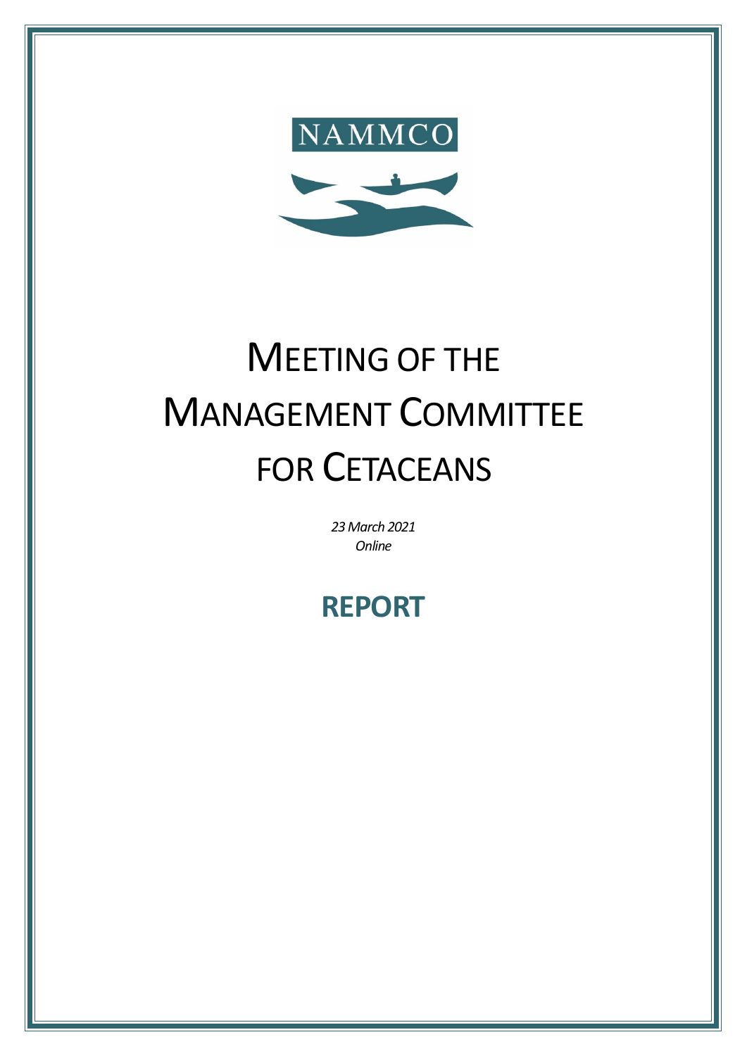NAMMCO

# MEETING OF THE MANAGEMENT COMMITTEE FOR CETACEANS

*23 March 2021*
*Online*

## REPORT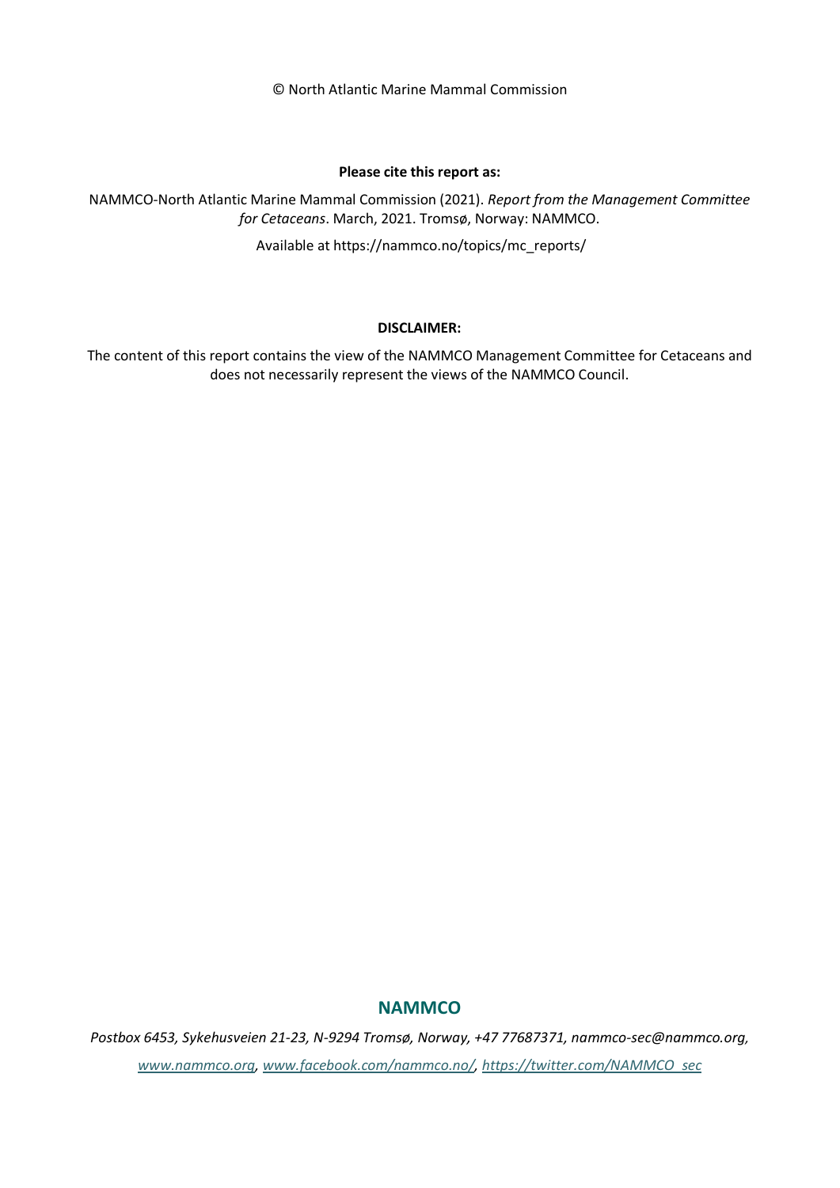© North Atlantic Marine Mammal Commission

**Please cite this report as:**

NAMMCO-North Atlantic Marine Mammal Commission (2021). *Report from the Management Committee for Cetaceans*. March, 2021. Tromsø, Norway: NAMMCO.

Available at https://nammco.no/topics/mc_reports/

**DISCLAIMER:**

The content of this report contains the view of the NAMMCO Management Committee for Cetaceans and does not necessarily represent the views of the NAMMCO Council.

**NAMMCO**

*Postbox 6453, Sykehusveien 21-23, N-9294 Tromsø, Norway, +47 77687371, nammco-sec@nammco.org,*

*www.nammco.org, www.facebook.com/nammco.no/, https://twitter.com/NAMMCO_sec*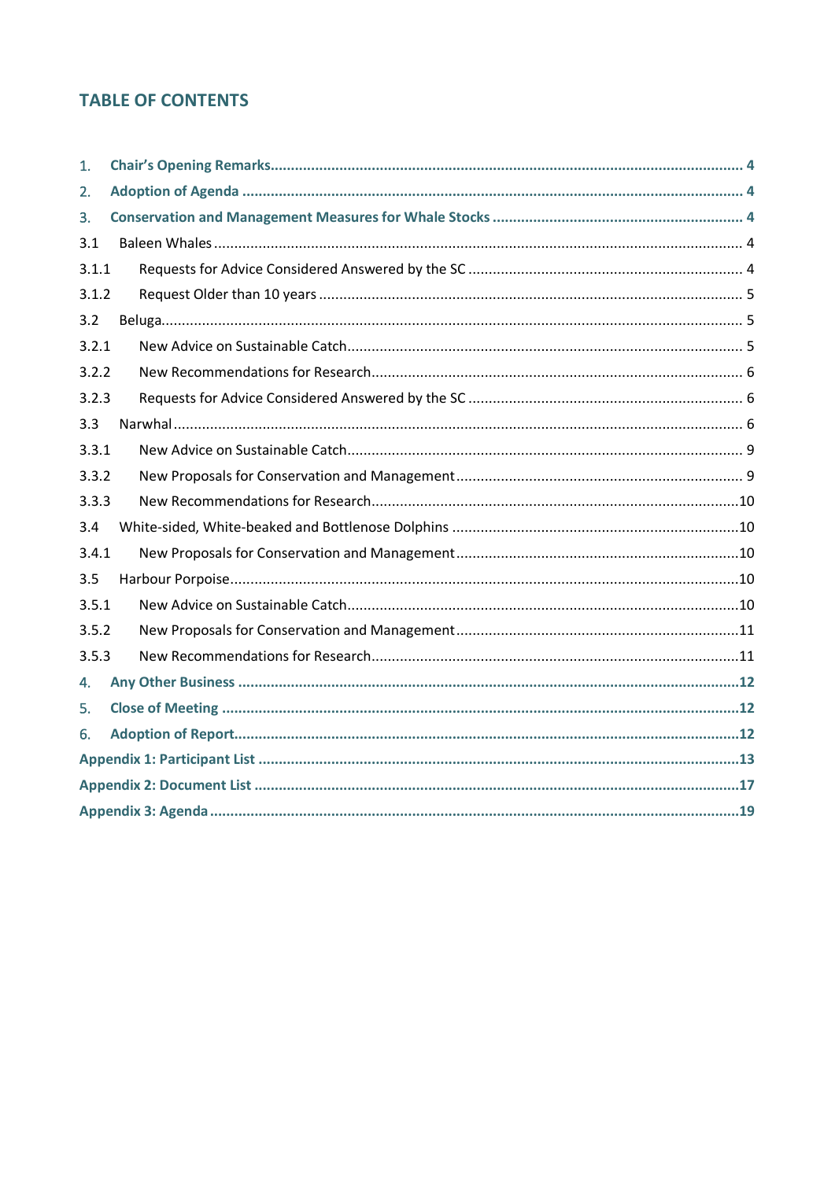## TABLE OF CONTENTS

1. **Chair's Opening Remarks** ..... 4
2. **Adoption of Agenda** ..... 4
3. **Conservation and Management Measures for Whale Stocks** ..... 4

3.1 Baleen Whales ..... 4

3.1.1 Requests for Advice Considered Answered by the SC ..... 4

3.1.2 Request Older than 10 years ..... 5

3.2 Beluga ..... 5

3.2.1 New Advice on Sustainable Catch ..... 5

3.2.2 New Recommendations for Research ..... 6

3.2.3 Requests for Advice Considered Answered by the SC ..... 6

3.3 Narwhal ..... 6

3.3.1 New Advice on Sustainable Catch ..... 9

3.3.2 New Proposals for Conservation and Management ..... 9

3.3.3 New Recommendations for Research ..... 10

3.4 White-sided, White-beaked and Bottlenose Dolphins ..... 10

3.4.1 New Proposals for Conservation and Management ..... 10

3.5 Harbour Porpoise ..... 10

3.5.1 New Advice on Sustainable Catch ..... 10

3.5.2 New Proposals for Conservation and Management ..... 11

3.5.3 New Recommendations for Research ..... 11

4. **Any Other Business** ..... 12
5. **Close of Meeting** ..... 12
6. **Adoption of Report** ..... 12

**Appendix 1: Participant List** ..... 13

**Appendix 2: Document List** ..... 17

**Appendix 3: Agenda** ..... 19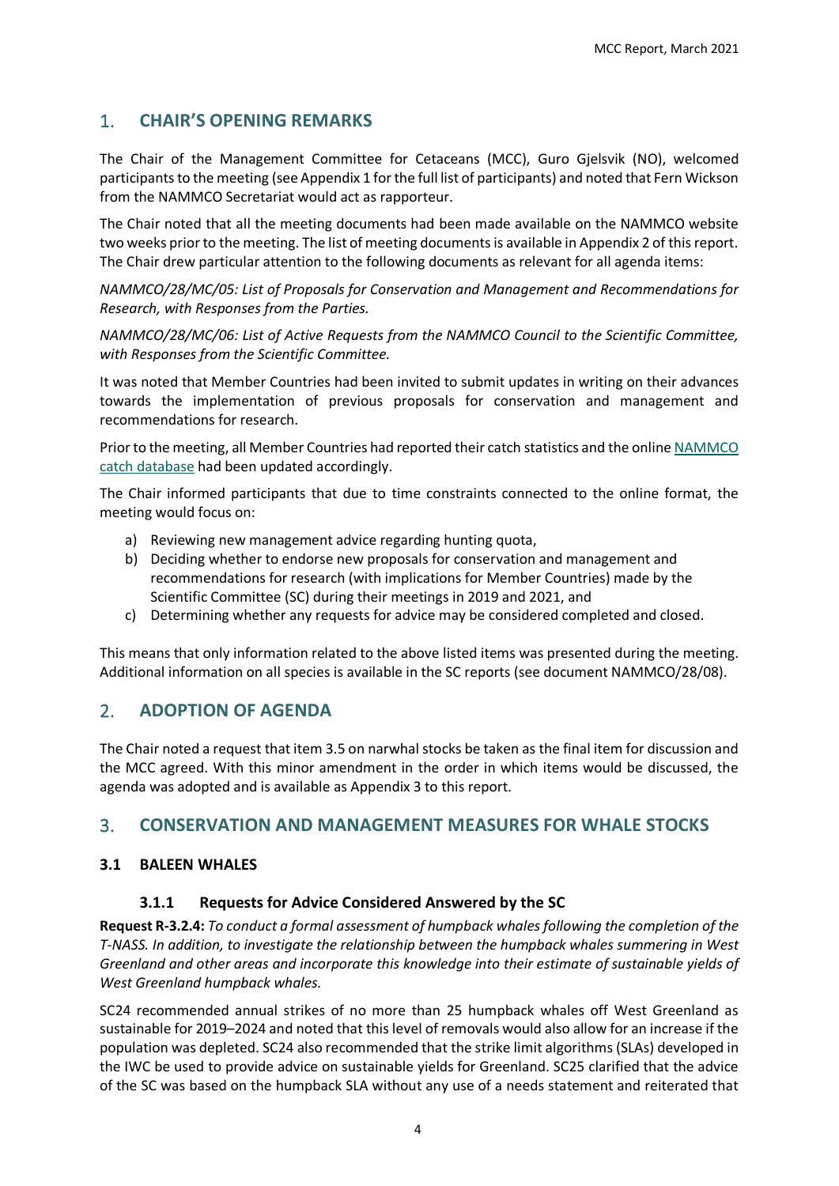## 1. CHAIR'S OPENING REMARKS

The Chair of the Management Committee for Cetaceans (MCC), Guro Gjelsvik (NO), welcomed participants to the meeting (see Appendix 1 for the full list of participants) and noted that Fern Wickson from the NAMMCO Secretariat would act as rapporteur.

The Chair noted that all the meeting documents had been made available on the NAMMCO website two weeks prior to the meeting. The list of meeting documents is available in Appendix 2 of this report. The Chair drew particular attention to the following documents as relevant for all agenda items:

*NAMMCO/28/MC/05: List of Proposals for Conservation and Management and Recommendations for Research, with Responses from the Parties.*

*NAMMCO/28/MC/06: List of Active Requests from the NAMMCO Council to the Scientific Committee, with Responses from the Scientific Committee.*

It was noted that Member Countries had been invited to submit updates in writing on their advances towards the implementation of previous proposals for conservation and management and recommendations for research.

Prior to the meeting, all Member Countries had reported their catch statistics and the online NAMMCO catch database had been updated accordingly.

The Chair informed participants that due to time constraints connected to the online format, the meeting would focus on:

a) Reviewing new management advice regarding hunting quota,
b) Deciding whether to endorse new proposals for conservation and management and recommendations for research (with implications for Member Countries) made by the Scientific Committee (SC) during their meetings in 2019 and 2021, and
c) Determining whether any requests for advice may be considered completed and closed.

This means that only information related to the above listed items was presented during the meeting. Additional information on all species is available in the SC reports (see document NAMMCO/28/08).

## 2. ADOPTION OF AGENDA

The Chair noted a request that item 3.5 on narwhal stocks be taken as the final item for discussion and the MCC agreed. With this minor amendment in the order in which items would be discussed, the agenda was adopted and is available as Appendix 3 to this report.

## 3. CONSERVATION AND MANAGEMENT MEASURES FOR WHALE STOCKS

### 3.1 BALEEN WHALES

#### 3.1.1 Requests for Advice Considered Answered by the SC

**Request R-3.2.4:** *To conduct a formal assessment of humpback whales following the completion of the T-NASS. In addition, to investigate the relationship between the humpback whales summering in West Greenland and other areas and incorporate this knowledge into their estimate of sustainable yields of West Greenland humpback whales.*

SC24 recommended annual strikes of no more than 25 humpback whales off West Greenland as sustainable for 2019–2024 and noted that this level of removals would also allow for an increase if the population was depleted. SC24 also recommended that the strike limit algorithms (SLAs) developed in the IWC be used to provide advice on sustainable yields for Greenland. SC25 clarified that the advice of the SC was based on the humpback SLA without any use of a needs statement and reiterated that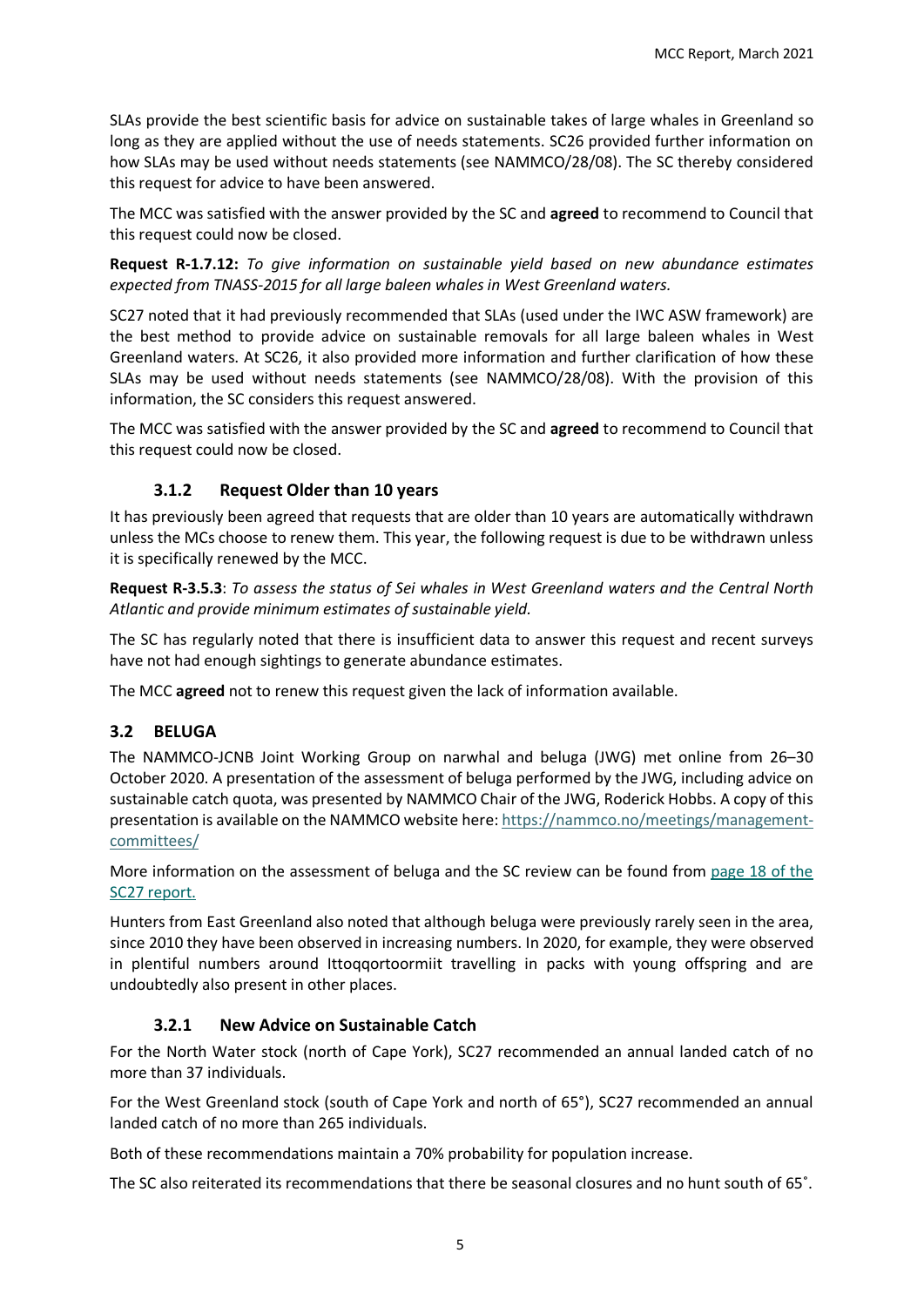SLAs provide the best scientific basis for advice on sustainable takes of large whales in Greenland so long as they are applied without the use of needs statements. SC26 provided further information on how SLAs may be used without needs statements (see NAMMCO/28/08). The SC thereby considered this request for advice to have been answered.

The MCC was satisfied with the answer provided by the SC and **agreed** to recommend to Council that this request could now be closed.

**Request R-1.7.12:** *To give information on sustainable yield based on new abundance estimates expected from TNASS-2015 for all large baleen whales in West Greenland waters.*

SC27 noted that it had previously recommended that SLAs (used under the IWC ASW framework) are the best method to provide advice on sustainable removals for all large baleen whales in West Greenland waters. At SC26, it also provided more information and further clarification of how these SLAs may be used without needs statements (see NAMMCO/28/08). With the provision of this information, the SC considers this request answered.

The MCC was satisfied with the answer provided by the SC and **agreed** to recommend to Council that this request could now be closed.

### 3.1.2 Request Older than 10 years

It has previously been agreed that requests that are older than 10 years are automatically withdrawn unless the MCs choose to renew them. This year, the following request is due to be withdrawn unless it is specifically renewed by the MCC.

**Request R-3.5.3**: *To assess the status of Sei whales in West Greenland waters and the Central North Atlantic and provide minimum estimates of sustainable yield.*

The SC has regularly noted that there is insufficient data to answer this request and recent surveys have not had enough sightings to generate abundance estimates.

The MCC **agreed** not to renew this request given the lack of information available.

## 3.2 BELUGA

The NAMMCO-JCNB Joint Working Group on narwhal and beluga (JWG) met online from 26–30 October 2020. A presentation of the assessment of beluga performed by the JWG, including advice on sustainable catch quota, was presented by NAMMCO Chair of the JWG, Roderick Hobbs. A copy of this presentation is available on the NAMMCO website here: https://nammco.no/meetings/management-committees/

More information on the assessment of beluga and the SC review can be found from page 18 of the SC27 report.

Hunters from East Greenland also noted that although beluga were previously rarely seen in the area, since 2010 they have been observed in increasing numbers. In 2020, for example, they were observed in plentiful numbers around Ittoqqortoormiit travelling in packs with young offspring and are undoubtedly also present in other places.

### 3.2.1 New Advice on Sustainable Catch

For the North Water stock (north of Cape York), SC27 recommended an annual landed catch of no more than 37 individuals.

For the West Greenland stock (south of Cape York and north of 65°), SC27 recommended an annual landed catch of no more than 265 individuals.

Both of these recommendations maintain a 70% probability for population increase.

The SC also reiterated its recommendations that there be seasonal closures and no hunt south of 65˚.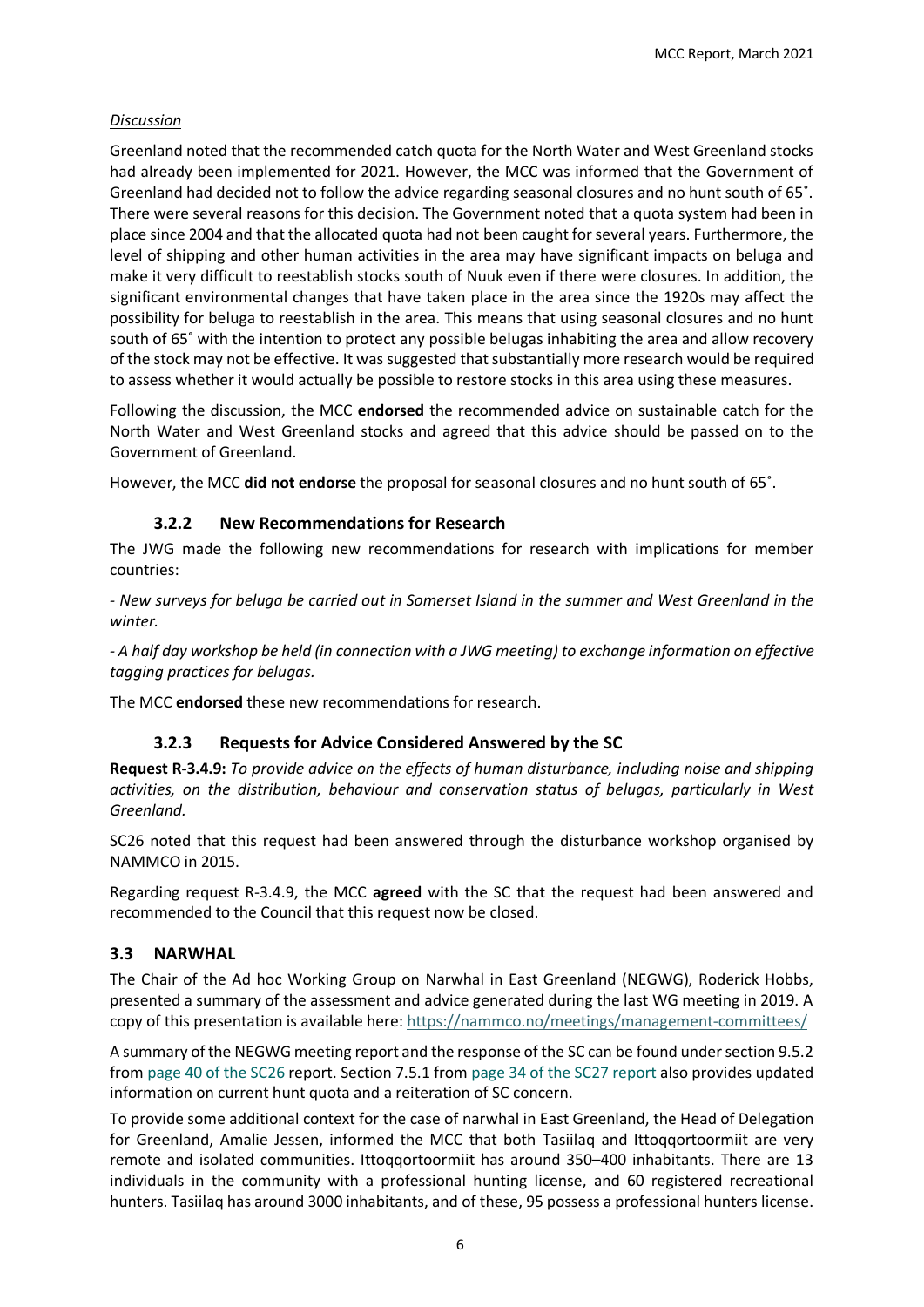*Discussion*

Greenland noted that the recommended catch quota for the North Water and West Greenland stocks had already been implemented for 2021. However, the MCC was informed that the Government of Greenland had decided not to follow the advice regarding seasonal closures and no hunt south of 65˚. There were several reasons for this decision. The Government noted that a quota system had been in place since 2004 and that the allocated quota had not been caught for several years. Furthermore, the level of shipping and other human activities in the area may have significant impacts on beluga and make it very difficult to reestablish stocks south of Nuuk even if there were closures. In addition, the significant environmental changes that have taken place in the area since the 1920s may affect the possibility for beluga to reestablish in the area. This means that using seasonal closures and no hunt south of 65˚ with the intention to protect any possible belugas inhabiting the area and allow recovery of the stock may not be effective. It was suggested that substantially more research would be required to assess whether it would actually be possible to restore stocks in this area using these measures.

Following the discussion, the MCC **endorsed** the recommended advice on sustainable catch for the North Water and West Greenland stocks and agreed that this advice should be passed on to the Government of Greenland.

However, the MCC **did not endorse** the proposal for seasonal closures and no hunt south of 65˚.

### 3.2.2 New Recommendations for Research

The JWG made the following new recommendations for research with implications for member countries:

*- New surveys for beluga be carried out in Somerset Island in the summer and West Greenland in the winter.*

*- A half day workshop be held (in connection with a JWG meeting) to exchange information on effective tagging practices for belugas.*

The MCC **endorsed** these new recommendations for research.

### 3.2.3 Requests for Advice Considered Answered by the SC

**Request R-3.4.9:** *To provide advice on the effects of human disturbance, including noise and shipping activities, on the distribution, behaviour and conservation status of belugas, particularly in West Greenland.*

SC26 noted that this request had been answered through the disturbance workshop organised by NAMMCO in 2015.

Regarding request R-3.4.9, the MCC **agreed** with the SC that the request had been answered and recommended to the Council that this request now be closed.

## 3.3 NARWHAL

The Chair of the Ad hoc Working Group on Narwhal in East Greenland (NEGWG), Roderick Hobbs, presented a summary of the assessment and advice generated during the last WG meeting in 2019. A copy of this presentation is available here: https://nammco.no/meetings/management-committees/

A summary of the NEGWG meeting report and the response of the SC can be found under section 9.5.2 from page 40 of the SC26 report. Section 7.5.1 from page 34 of the SC27 report also provides updated information on current hunt quota and a reiteration of SC concern.

To provide some additional context for the case of narwhal in East Greenland, the Head of Delegation for Greenland, Amalie Jessen, informed the MCC that both Tasiilaq and Ittoqqortoormiit are very remote and isolated communities. Ittoqqortoormiit has around 350–400 inhabitants. There are 13 individuals in the community with a professional hunting license, and 60 registered recreational hunters. Tasiilaq has around 3000 inhabitants, and of these, 95 possess a professional hunters license.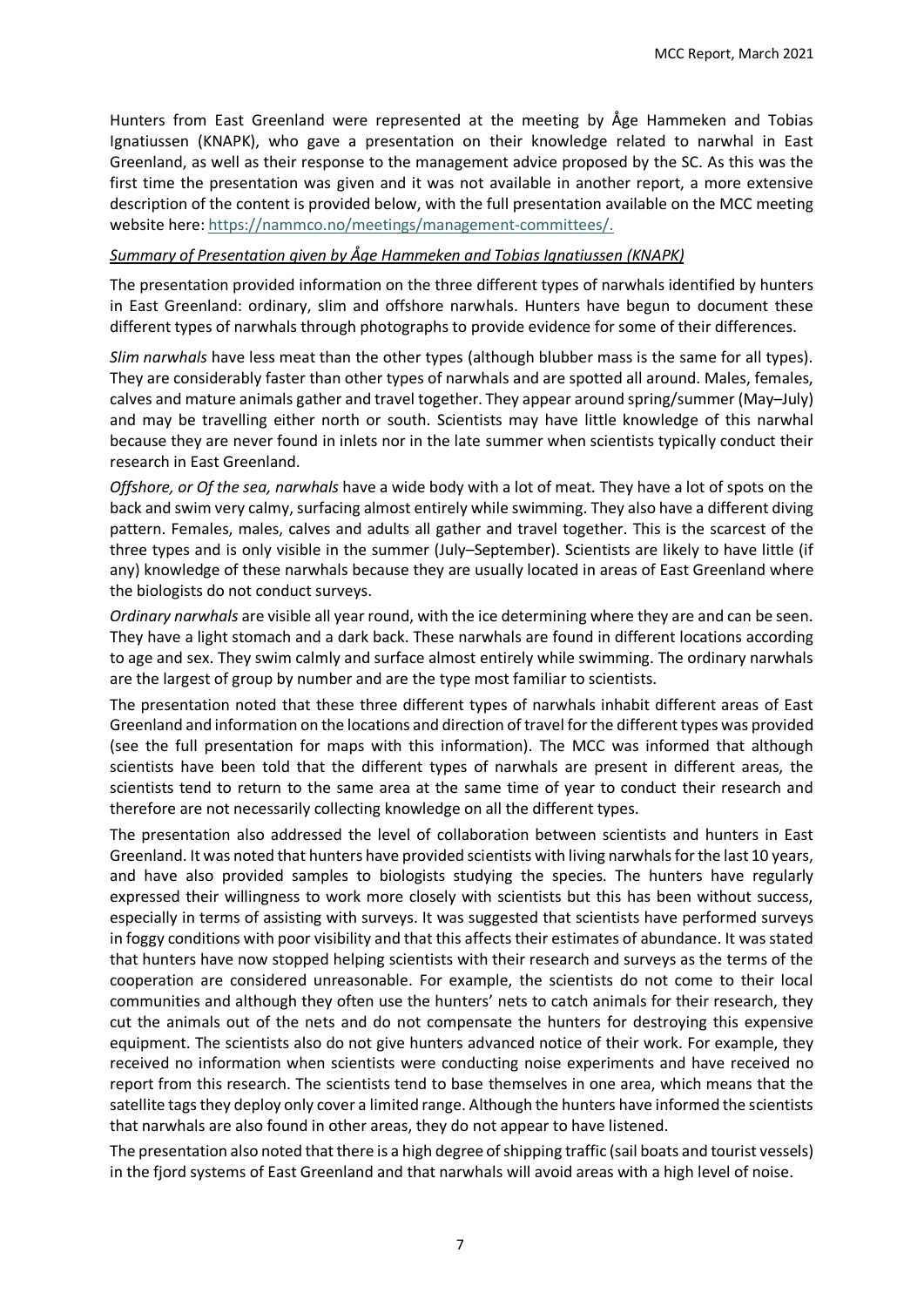Hunters from East Greenland were represented at the meeting by Åge Hammeken and Tobias Ignatiussen (KNAPK), who gave a presentation on their knowledge related to narwhal in East Greenland, as well as their response to the management advice proposed by the SC. As this was the first time the presentation was given and it was not available in another report, a more extensive description of the content is provided below, with the full presentation available on the MCC meeting website here: https://nammco.no/meetings/management-committees/.

*Summary of Presentation given by Åge Hammeken and Tobias Ignatiussen (KNAPK)*

The presentation provided information on the three different types of narwhals identified by hunters in East Greenland: ordinary, slim and offshore narwhals. Hunters have begun to document these different types of narwhals through photographs to provide evidence for some of their differences.

*Slim narwhals* have less meat than the other types (although blubber mass is the same for all types). They are considerably faster than other types of narwhals and are spotted all around. Males, females, calves and mature animals gather and travel together. They appear around spring/summer (May–July) and may be travelling either north or south. Scientists may have little knowledge of this narwhal because they are never found in inlets nor in the late summer when scientists typically conduct their research in East Greenland.

*Offshore, or Of the sea, narwhals* have a wide body with a lot of meat. They have a lot of spots on the back and swim very calmy, surfacing almost entirely while swimming. They also have a different diving pattern. Females, males, calves and adults all gather and travel together. This is the scarcest of the three types and is only visible in the summer (July–September). Scientists are likely to have little (if any) knowledge of these narwhals because they are usually located in areas of East Greenland where the biologists do not conduct surveys.

*Ordinary narwhals* are visible all year round, with the ice determining where they are and can be seen. They have a light stomach and a dark back. These narwhals are found in different locations according to age and sex. They swim calmly and surface almost entirely while swimming. The ordinary narwhals are the largest of group by number and are the type most familiar to scientists.

The presentation noted that these three different types of narwhals inhabit different areas of East Greenland and information on the locations and direction of travel for the different types was provided (see the full presentation for maps with this information). The MCC was informed that although scientists have been told that the different types of narwhals are present in different areas, the scientists tend to return to the same area at the same time of year to conduct their research and therefore are not necessarily collecting knowledge on all the different types.

The presentation also addressed the level of collaboration between scientists and hunters in East Greenland. It was noted that hunters have provided scientists with living narwhals for the last 10 years, and have also provided samples to biologists studying the species. The hunters have regularly expressed their willingness to work more closely with scientists but this has been without success, especially in terms of assisting with surveys. It was suggested that scientists have performed surveys in foggy conditions with poor visibility and that this affects their estimates of abundance. It was stated that hunters have now stopped helping scientists with their research and surveys as the terms of the cooperation are considered unreasonable. For example, the scientists do not come to their local communities and although they often use the hunters' nets to catch animals for their research, they cut the animals out of the nets and do not compensate the hunters for destroying this expensive equipment. The scientists also do not give hunters advanced notice of their work. For example, they received no information when scientists were conducting noise experiments and have received no report from this research. The scientists tend to base themselves in one area, which means that the satellite tags they deploy only cover a limited range. Although the hunters have informed the scientists that narwhals are also found in other areas, they do not appear to have listened.

The presentation also noted that there is a high degree of shipping traffic (sail boats and tourist vessels) in the fjord systems of East Greenland and that narwhals will avoid areas with a high level of noise.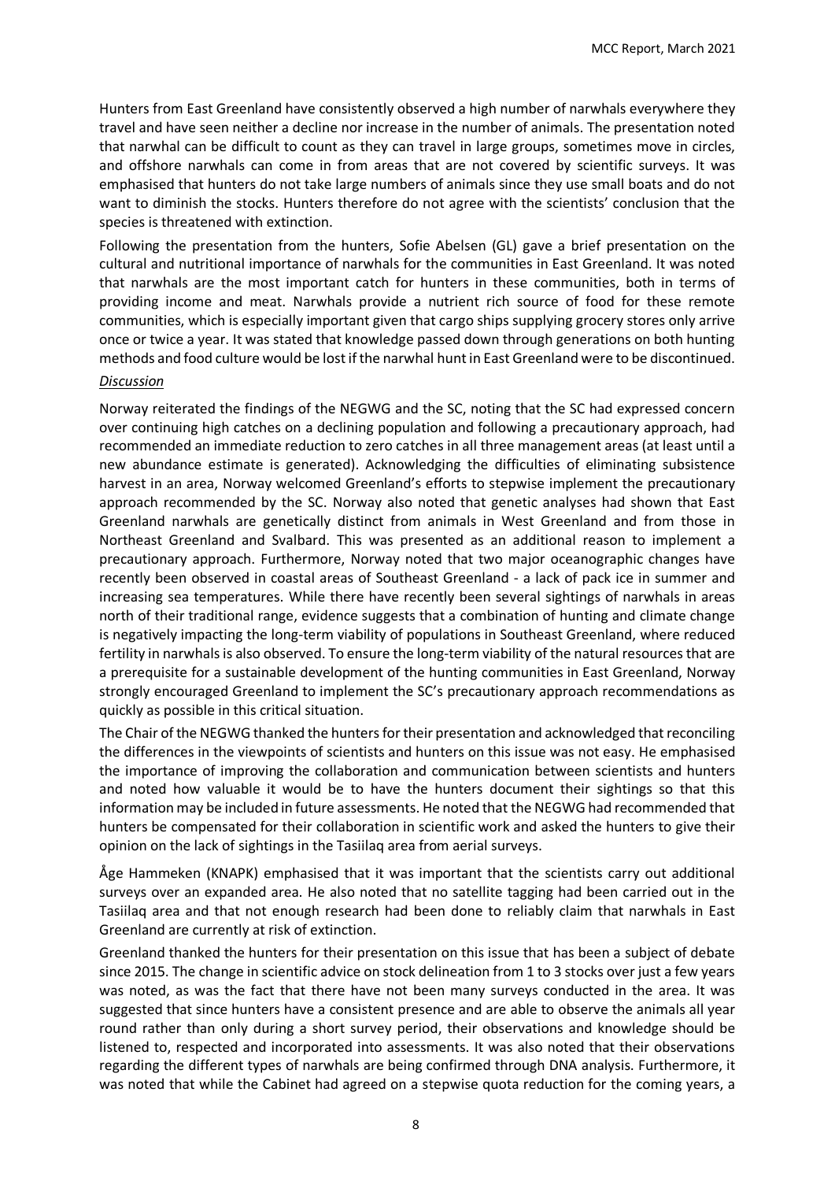Hunters from East Greenland have consistently observed a high number of narwhals everywhere they travel and have seen neither a decline nor increase in the number of animals. The presentation noted that narwhal can be difficult to count as they can travel in large groups, sometimes move in circles, and offshore narwhals can come in from areas that are not covered by scientific surveys. It was emphasised that hunters do not take large numbers of animals since they use small boats and do not want to diminish the stocks. Hunters therefore do not agree with the scientists' conclusion that the species is threatened with extinction.

Following the presentation from the hunters, Sofie Abelsen (GL) gave a brief presentation on the cultural and nutritional importance of narwhals for the communities in East Greenland. It was noted that narwhals are the most important catch for hunters in these communities, both in terms of providing income and meat. Narwhals provide a nutrient rich source of food for these remote communities, which is especially important given that cargo ships supplying grocery stores only arrive once or twice a year. It was stated that knowledge passed down through generations on both hunting methods and food culture would be lost if the narwhal hunt in East Greenland were to be discontinued.

*Discussion*

Norway reiterated the findings of the NEGWG and the SC, noting that the SC had expressed concern over continuing high catches on a declining population and following a precautionary approach, had recommended an immediate reduction to zero catches in all three management areas (at least until a new abundance estimate is generated). Acknowledging the difficulties of eliminating subsistence harvest in an area, Norway welcomed Greenland's efforts to stepwise implement the precautionary approach recommended by the SC. Norway also noted that genetic analyses had shown that East Greenland narwhals are genetically distinct from animals in West Greenland and from those in Northeast Greenland and Svalbard. This was presented as an additional reason to implement a precautionary approach. Furthermore, Norway noted that two major oceanographic changes have recently been observed in coastal areas of Southeast Greenland - a lack of pack ice in summer and increasing sea temperatures. While there have recently been several sightings of narwhals in areas north of their traditional range, evidence suggests that a combination of hunting and climate change is negatively impacting the long-term viability of populations in Southeast Greenland, where reduced fertility in narwhals is also observed. To ensure the long-term viability of the natural resources that are a prerequisite for a sustainable development of the hunting communities in East Greenland, Norway strongly encouraged Greenland to implement the SC's precautionary approach recommendations as quickly as possible in this critical situation.

The Chair of the NEGWG thanked the hunters for their presentation and acknowledged that reconciling the differences in the viewpoints of scientists and hunters on this issue was not easy. He emphasised the importance of improving the collaboration and communication between scientists and hunters and noted how valuable it would be to have the hunters document their sightings so that this information may be included in future assessments. He noted that the NEGWG had recommended that hunters be compensated for their collaboration in scientific work and asked the hunters to give their opinion on the lack of sightings in the Tasiilaq area from aerial surveys.

Åge Hammeken (KNAPK) emphasised that it was important that the scientists carry out additional surveys over an expanded area. He also noted that no satellite tagging had been carried out in the Tasiilaq area and that not enough research had been done to reliably claim that narwhals in East Greenland are currently at risk of extinction.

Greenland thanked the hunters for their presentation on this issue that has been a subject of debate since 2015. The change in scientific advice on stock delineation from 1 to 3 stocks over just a few years was noted, as was the fact that there have not been many surveys conducted in the area. It was suggested that since hunters have a consistent presence and are able to observe the animals all year round rather than only during a short survey period, their observations and knowledge should be listened to, respected and incorporated into assessments. It was also noted that their observations regarding the different types of narwhals are being confirmed through DNA analysis. Furthermore, it was noted that while the Cabinet had agreed on a stepwise quota reduction for the coming years, a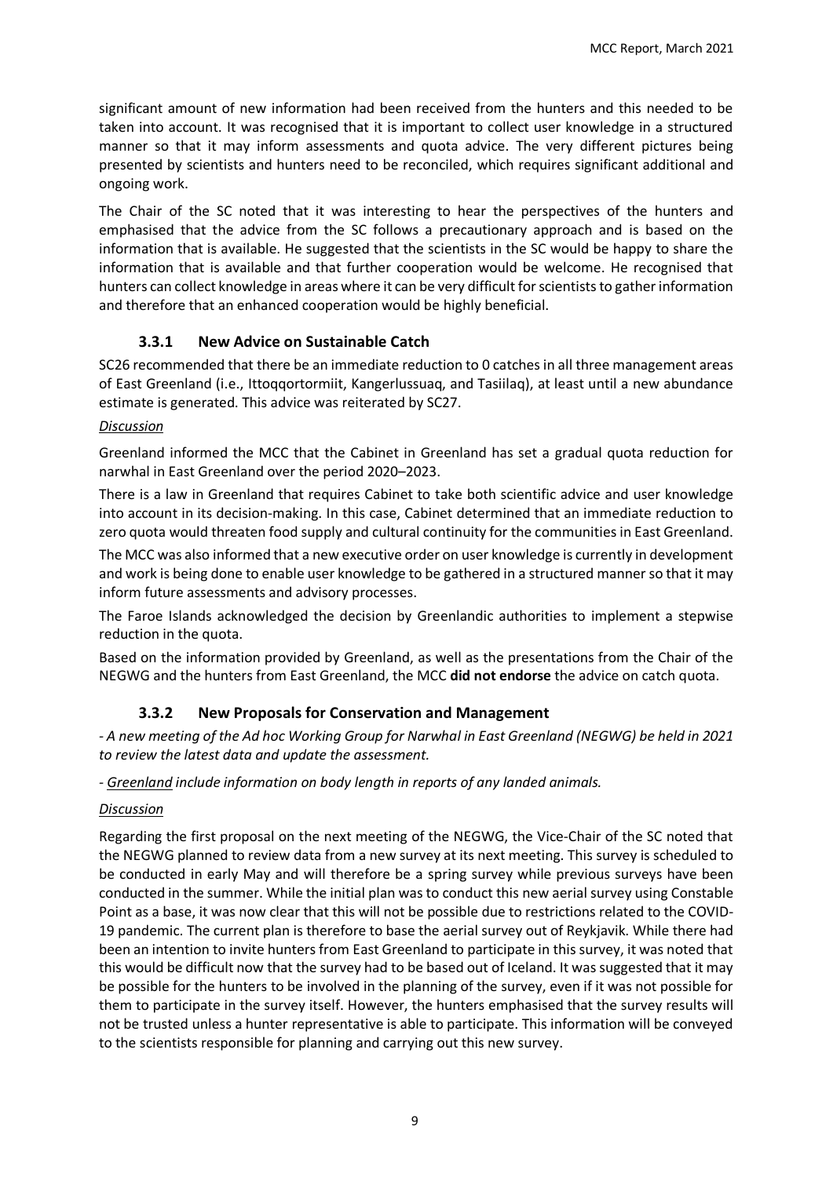significant amount of new information had been received from the hunters and this needed to be taken into account. It was recognised that it is important to collect user knowledge in a structured manner so that it may inform assessments and quota advice. The very different pictures being presented by scientists and hunters need to be reconciled, which requires significant additional and ongoing work.

The Chair of the SC noted that it was interesting to hear the perspectives of the hunters and emphasised that the advice from the SC follows a precautionary approach and is based on the information that is available. He suggested that the scientists in the SC would be happy to share the information that is available and that further cooperation would be welcome. He recognised that hunters can collect knowledge in areas where it can be very difficult for scientists to gather information and therefore that an enhanced cooperation would be highly beneficial.

### 3.3.1 New Advice on Sustainable Catch

SC26 recommended that there be an immediate reduction to 0 catches in all three management areas of East Greenland (i.e., Ittoqqortormiit, Kangerlussuaq, and Tasiilaq), at least until a new abundance estimate is generated. This advice was reiterated by SC27.

*Discussion*

Greenland informed the MCC that the Cabinet in Greenland has set a gradual quota reduction for narwhal in East Greenland over the period 2020–2023.

There is a law in Greenland that requires Cabinet to take both scientific advice and user knowledge into account in its decision-making. In this case, Cabinet determined that an immediate reduction to zero quota would threaten food supply and cultural continuity for the communities in East Greenland.

The MCC was also informed that a new executive order on user knowledge is currently in development and work is being done to enable user knowledge to be gathered in a structured manner so that it may inform future assessments and advisory processes.

The Faroe Islands acknowledged the decision by Greenlandic authorities to implement a stepwise reduction in the quota.

Based on the information provided by Greenland, as well as the presentations from the Chair of the NEGWG and the hunters from East Greenland, the MCC **did not endorse** the advice on catch quota.

### 3.3.2 New Proposals for Conservation and Management

*- A new meeting of the Ad hoc Working Group for Narwhal in East Greenland (NEGWG) be held in 2021 to review the latest data and update the assessment.*

*- Greenland include information on body length in reports of any landed animals.*

*Discussion*

Regarding the first proposal on the next meeting of the NEGWG, the Vice-Chair of the SC noted that the NEGWG planned to review data from a new survey at its next meeting. This survey is scheduled to be conducted in early May and will therefore be a spring survey while previous surveys have been conducted in the summer. While the initial plan was to conduct this new aerial survey using Constable Point as a base, it was now clear that this will not be possible due to restrictions related to the COVID-19 pandemic. The current plan is therefore to base the aerial survey out of Reykjavik. While there had been an intention to invite hunters from East Greenland to participate in this survey, it was noted that this would be difficult now that the survey had to be based out of Iceland. It was suggested that it may be possible for the hunters to be involved in the planning of the survey, even if it was not possible for them to participate in the survey itself. However, the hunters emphasised that the survey results will not be trusted unless a hunter representative is able to participate. This information will be conveyed to the scientists responsible for planning and carrying out this new survey.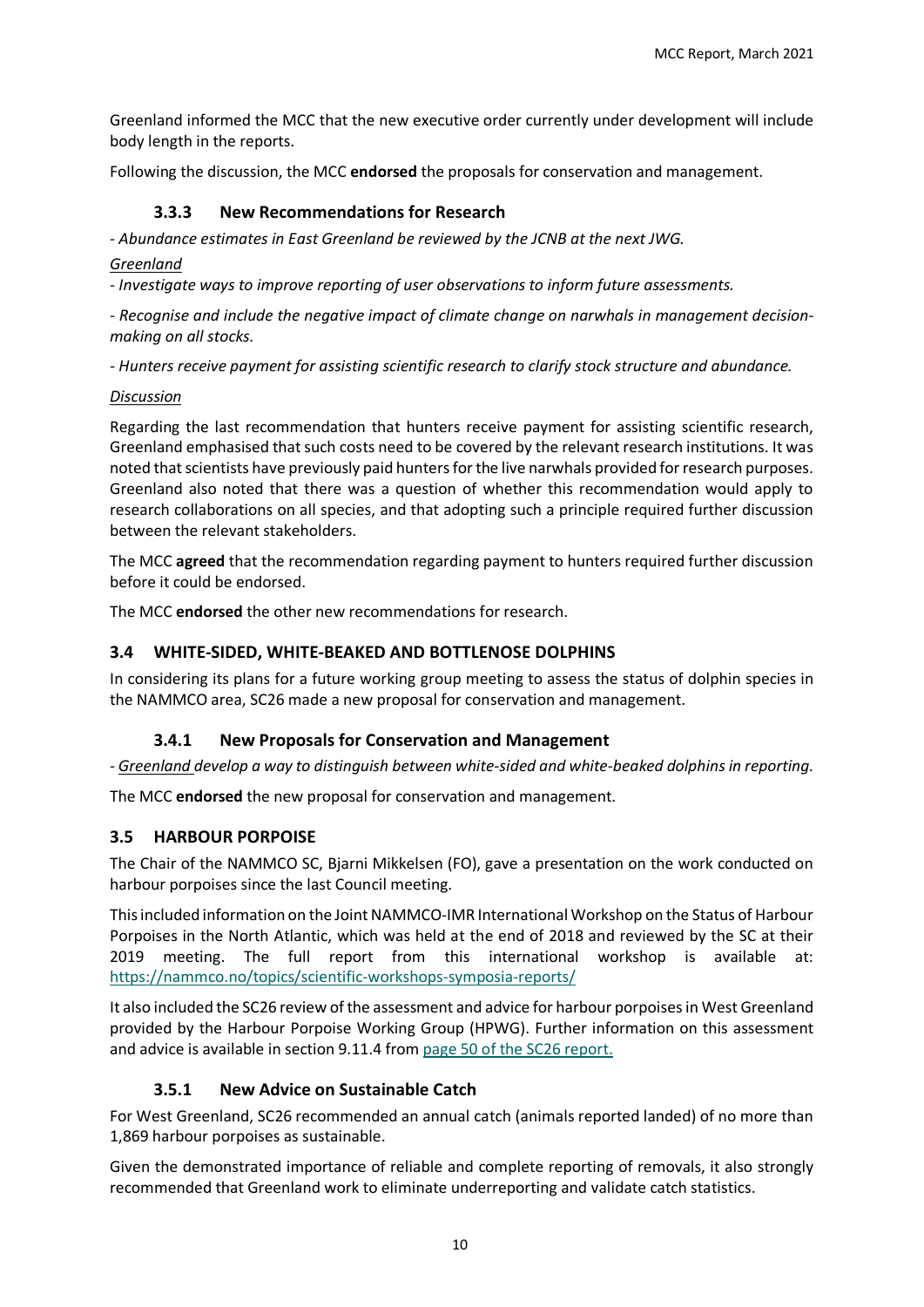Greenland informed the MCC that the new executive order currently under development will include body length in the reports.

Following the discussion, the MCC **endorsed** the proposals for conservation and management.

### 3.3.3 New Recommendations for Research

- *Abundance estimates in East Greenland be reviewed by the JCNB at the next JWG.*

*Greenland*

- *Investigate ways to improve reporting of user observations to inform future assessments.*

- *Recognise and include the negative impact of climate change on narwhals in management decision-making on all stocks.*

- *Hunters receive payment for assisting scientific research to clarify stock structure and abundance.*

*Discussion*

Regarding the last recommendation that hunters receive payment for assisting scientific research, Greenland emphasised that such costs need to be covered by the relevant research institutions. It was noted that scientists have previously paid hunters for the live narwhals provided for research purposes. Greenland also noted that there was a question of whether this recommendation would apply to research collaborations on all species, and that adopting such a principle required further discussion between the relevant stakeholders.

The MCC **agreed** that the recommendation regarding payment to hunters required further discussion before it could be endorsed.

The MCC **endorsed** the other new recommendations for research.

## 3.4 WHITE-SIDED, WHITE-BEAKED AND BOTTLENOSE DOLPHINS

In considering its plans for a future working group meeting to assess the status of dolphin species in the NAMMCO area, SC26 made a new proposal for conservation and management.

### 3.4.1 New Proposals for Conservation and Management

- *Greenland develop a way to distinguish between white-sided and white-beaked dolphins in reporting.*

The MCC **endorsed** the new proposal for conservation and management.

## 3.5 HARBOUR PORPOISE

The Chair of the NAMMCO SC, Bjarni Mikkelsen (FO), gave a presentation on the work conducted on harbour porpoises since the last Council meeting.

This included information on the Joint NAMMCO-IMR International Workshop on the Status of Harbour Porpoises in the North Atlantic, which was held at the end of 2018 and reviewed by the SC at their 2019 meeting. The full report from this international workshop is available at: https://nammco.no/topics/scientific-workshops-symposia-reports/

It also included the SC26 review of the assessment and advice for harbour porpoises in West Greenland provided by the Harbour Porpoise Working Group (HPWG). Further information on this assessment and advice is available in section 9.11.4 from page 50 of the SC26 report.

### 3.5.1 New Advice on Sustainable Catch

For West Greenland, SC26 recommended an annual catch (animals reported landed) of no more than 1,869 harbour porpoises as sustainable.

Given the demonstrated importance of reliable and complete reporting of removals, it also strongly recommended that Greenland work to eliminate underreporting and validate catch statistics.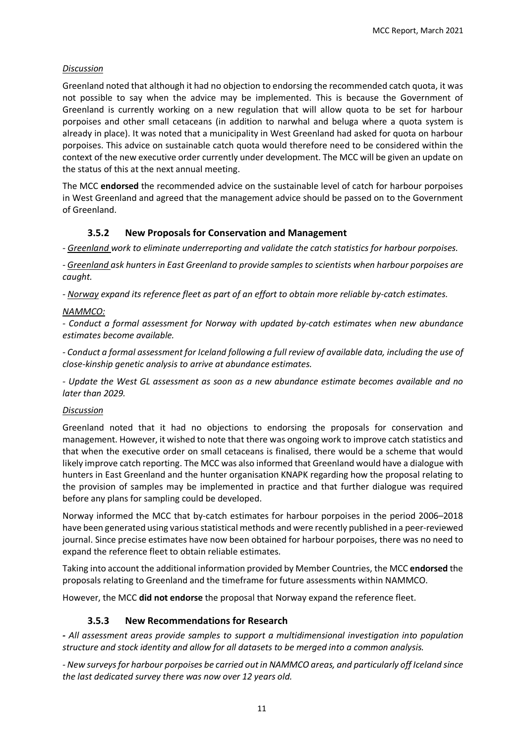*Discussion*

Greenland noted that although it had no objection to endorsing the recommended catch quota, it was not possible to say when the advice may be implemented. This is because the Government of Greenland is currently working on a new regulation that will allow quota to be set for harbour porpoises and other small cetaceans (in addition to narwhal and beluga where a quota system is already in place). It was noted that a municipality in West Greenland had asked for quota on harbour porpoises. This advice on sustainable catch quota would therefore need to be considered within the context of the new executive order currently under development. The MCC will be given an update on the status of this at the next annual meeting.

The MCC **endorsed** the recommended advice on the sustainable level of catch for harbour porpoises in West Greenland and agreed that the management advice should be passed on to the Government of Greenland.

### 3.5.2 New Proposals for Conservation and Management

*- Greenland work to eliminate underreporting and validate the catch statistics for harbour porpoises.*

*- Greenland ask hunters in East Greenland to provide samples to scientists when harbour porpoises are caught.*

*- Norway expand its reference fleet as part of an effort to obtain more reliable by-catch estimates.*

*NAMMCO:*

*- Conduct a formal assessment for Norway with updated by-catch estimates when new abundance estimates become available.*

*- Conduct a formal assessment for Iceland following a full review of available data, including the use of close-kinship genetic analysis to arrive at abundance estimates.*

*- Update the West GL assessment as soon as a new abundance estimate becomes available and no later than 2029.*

*Discussion*

Greenland noted that it had no objections to endorsing the proposals for conservation and management. However, it wished to note that there was ongoing work to improve catch statistics and that when the executive order on small cetaceans is finalised, there would be a scheme that would likely improve catch reporting. The MCC was also informed that Greenland would have a dialogue with hunters in East Greenland and the hunter organisation KNAPK regarding how the proposal relating to the provision of samples may be implemented in practice and that further dialogue was required before any plans for sampling could be developed.

Norway informed the MCC that by-catch estimates for harbour porpoises in the period 2006–2018 have been generated using various statistical methods and were recently published in a peer-reviewed journal. Since precise estimates have now been obtained for harbour porpoises, there was no need to expand the reference fleet to obtain reliable estimates.

Taking into account the additional information provided by Member Countries, the MCC **endorsed** the proposals relating to Greenland and the timeframe for future assessments within NAMMCO.

However, the MCC **did not endorse** the proposal that Norway expand the reference fleet.

### 3.5.3 New Recommendations for Research

**-** *All assessment areas provide samples to support a multidimensional investigation into population structure and stock identity and allow for all datasets to be merged into a common analysis.*

*- New surveys for harbour porpoises be carried out in NAMMCO areas, and particularly off Iceland since the last dedicated survey there was now over 12 years old.*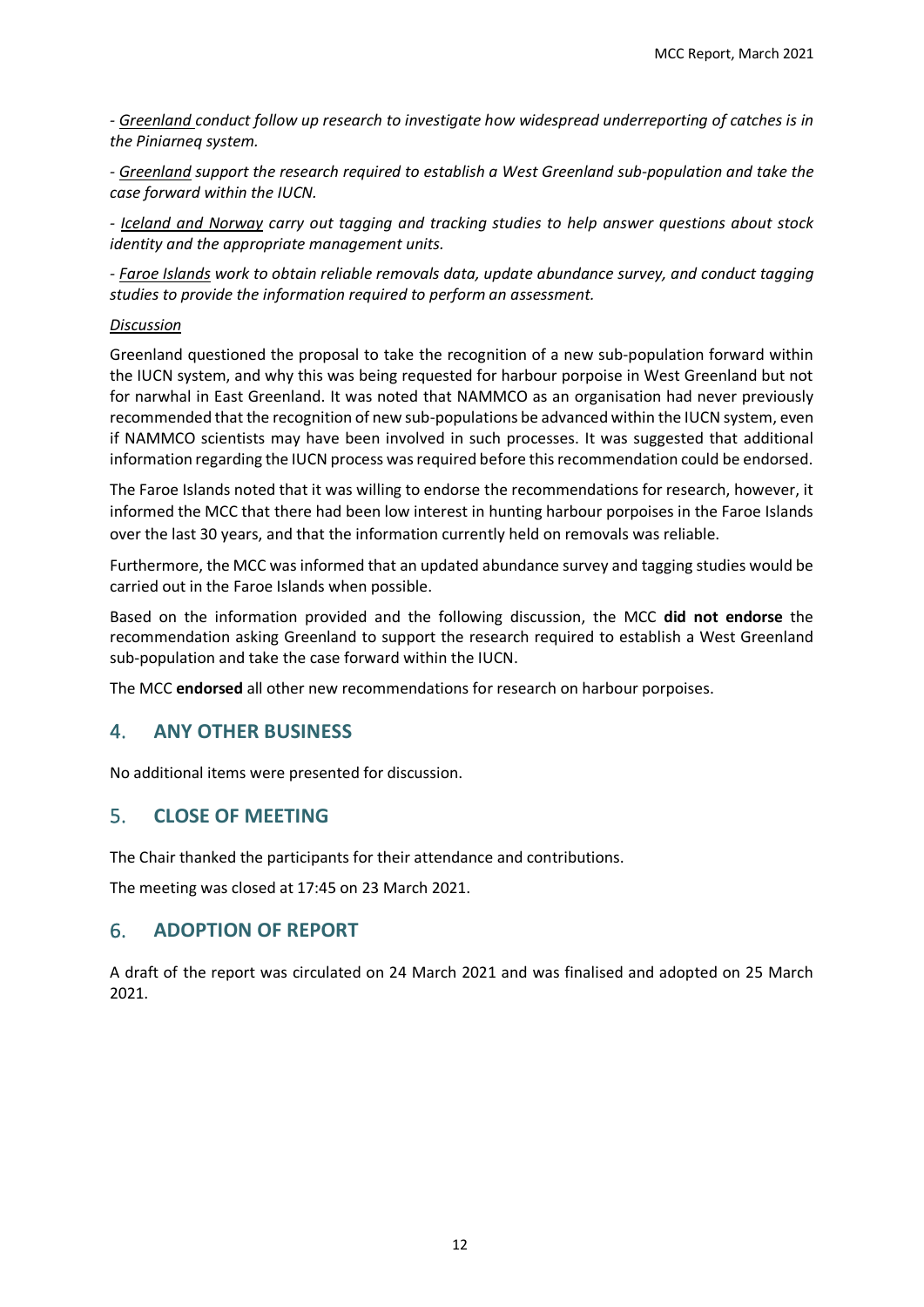- *Greenland conduct follow up research to investigate how widespread underreporting of catches is in the Piniarneq system.*

- *Greenland support the research required to establish a West Greenland sub-population and take the case forward within the IUCN.*

- *Iceland and Norway carry out tagging and tracking studies to help answer questions about stock identity and the appropriate management units.*

- *Faroe Islands work to obtain reliable removals data, update abundance survey, and conduct tagging studies to provide the information required to perform an assessment.*

*Discussion*

Greenland questioned the proposal to take the recognition of a new sub-population forward within the IUCN system, and why this was being requested for harbour porpoise in West Greenland but not for narwhal in East Greenland. It was noted that NAMMCO as an organisation had never previously recommended that the recognition of new sub-populations be advanced within the IUCN system, even if NAMMCO scientists may have been involved in such processes. It was suggested that additional information regarding the IUCN process was required before this recommendation could be endorsed.

The Faroe Islands noted that it was willing to endorse the recommendations for research, however, it informed the MCC that there had been low interest in hunting harbour porpoises in the Faroe Islands over the last 30 years, and that the information currently held on removals was reliable.

Furthermore, the MCC was informed that an updated abundance survey and tagging studies would be carried out in the Faroe Islands when possible.

Based on the information provided and the following discussion, the MCC **did not endorse** the recommendation asking Greenland to support the research required to establish a West Greenland sub-population and take the case forward within the IUCN.

The MCC **endorsed** all other new recommendations for research on harbour porpoises.

## 4. ANY OTHER BUSINESS

No additional items were presented for discussion.

## 5. CLOSE OF MEETING

The Chair thanked the participants for their attendance and contributions.

The meeting was closed at 17:45 on 23 March 2021.

## 6. ADOPTION OF REPORT

A draft of the report was circulated on 24 March 2021 and was finalised and adopted on 25 March 2021.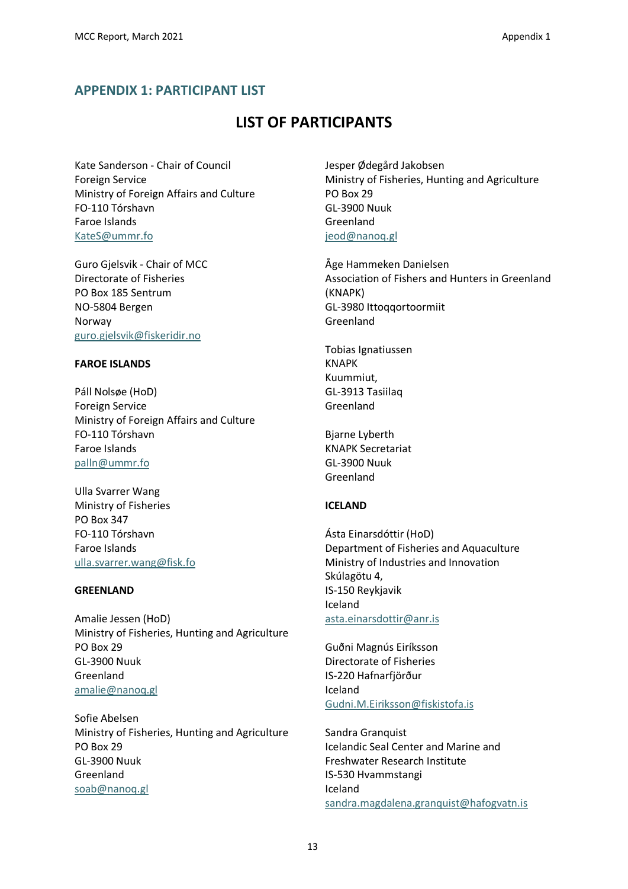## APPENDIX 1: PARTICIPANT LIST

# LIST OF PARTICIPANTS

Kate Sanderson - Chair of Council
Foreign Service
Ministry of Foreign Affairs and Culture
FO-110 Tórshavn
Faroe Islands
KateS@ummr.fo

Guro Gjelsvik - Chair of MCC
Directorate of Fisheries
PO Box 185 Sentrum
NO-5804 Bergen
Norway
guro.gjelsvik@fiskeridir.no

**FAROE ISLANDS**

Páll Nolsøe (HoD)
Foreign Service
Ministry of Foreign Affairs and Culture
FO-110 Tórshavn
Faroe Islands
palln@ummr.fo

Ulla Svarrer Wang
Ministry of Fisheries
PO Box 347
FO-110 Tórshavn
Faroe Islands
ulla.svarrer.wang@fisk.fo

**GREENLAND**

Amalie Jessen (HoD)
Ministry of Fisheries, Hunting and Agriculture
PO Box 29
GL-3900 Nuuk
Greenland
amalie@nanoq.gl

Sofie Abelsen
Ministry of Fisheries, Hunting and Agriculture
PO Box 29
GL-3900 Nuuk
Greenland
soab@nanoq.gl

Jesper Ødegård Jakobsen
Ministry of Fisheries, Hunting and Agriculture
PO Box 29
GL-3900 Nuuk
Greenland
jeod@nanoq.gl

Åge Hammeken Danielsen
Association of Fishers and Hunters in Greenland (KNAPK)
GL-3980 Ittoqqortoormiit
Greenland

Tobias Ignatiussen
KNAPK
Kuummiut,
GL-3913 Tasiilaq
Greenland

Bjarne Lyberth
KNAPK Secretariat
GL-3900 Nuuk
Greenland

**ICELAND**

Ásta Einarsdóttir (HoD)
Department of Fisheries and Aquaculture
Ministry of Industries and Innovation
Skúlagötu 4,
IS-150 Reykjavik
Iceland
asta.einarsdottir@anr.is

Guðni Magnús Eiríksson
Directorate of Fisheries
IS-220 Hafnarfjörður
Iceland
Gudni.M.Eiriksson@fiskistofa.is

Sandra Granquist
Icelandic Seal Center and Marine and Freshwater Research Institute
IS-530 Hvammstangi
Iceland
sandra.magdalena.granquist@hafogvatn.is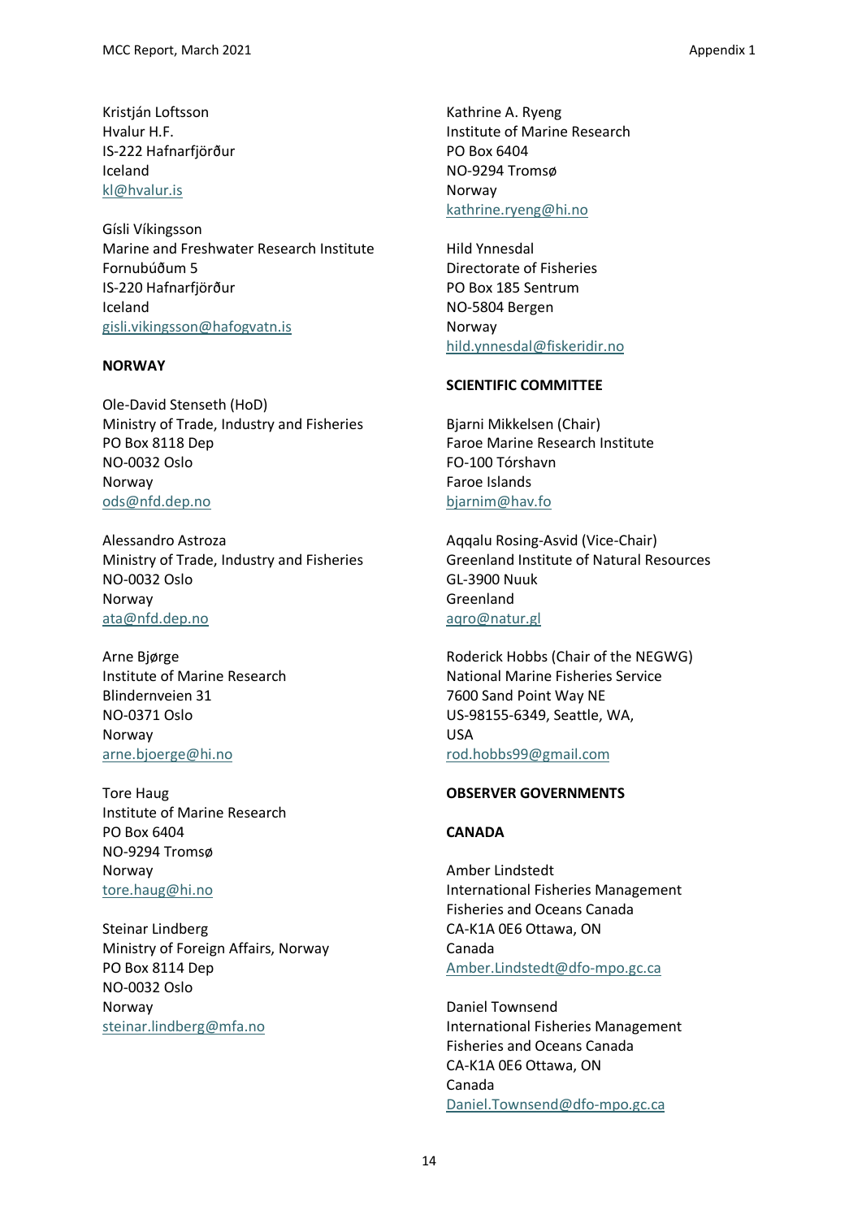Kristján Loftsson
Hvalur H.F.
IS-222 Hafnarfjörður
Iceland
kl@hvalur.is

Gísli Víkingsson
Marine and Freshwater Research Institute
Fornubúðum 5
IS-220 Hafnarfjörður
Iceland
gisli.vikingsson@hafogvatn.is

**NORWAY**

Ole-David Stenseth (HoD)
Ministry of Trade, Industry and Fisheries
PO Box 8118 Dep
NO-0032 Oslo
Norway
ods@nfd.dep.no

Alessandro Astroza
Ministry of Trade, Industry and Fisheries
NO-0032 Oslo
Norway
ata@nfd.dep.no

Arne Bjørge
Institute of Marine Research
Blindernveien 31
NO-0371 Oslo
Norway
arne.bjoerge@hi.no

Tore Haug
Institute of Marine Research
PO Box 6404
NO-9294 Tromsø
Norway
tore.haug@hi.no

Steinar Lindberg
Ministry of Foreign Affairs, Norway
PO Box 8114 Dep
NO-0032 Oslo
Norway
steinar.lindberg@mfa.no

Kathrine A. Ryeng
Institute of Marine Research
PO Box 6404
NO-9294 Tromsø
Norway
kathrine.ryeng@hi.no

Hild Ynnesdal
Directorate of Fisheries
PO Box 185 Sentrum
NO-5804 Bergen
Norway
hild.ynnesdal@fiskeridir.no

**SCIENTIFIC COMMITTEE**

Bjarni Mikkelsen (Chair)
Faroe Marine Research Institute
FO-100 Tórshavn
Faroe Islands
bjarnim@hav.fo

Aqqalu Rosing-Asvid (Vice-Chair)
Greenland Institute of Natural Resources
GL-3900 Nuuk
Greenland
aqro@natur.gl

Roderick Hobbs (Chair of the NEGWG)
National Marine Fisheries Service
7600 Sand Point Way NE
US-98155-6349, Seattle, WA,
USA
rod.hobbs99@gmail.com

**OBSERVER GOVERNMENTS**

**CANADA**

Amber Lindstedt
International Fisheries Management
Fisheries and Oceans Canada
CA-K1A 0E6 Ottawa, ON
Canada
Amber.Lindstedt@dfo-mpo.gc.ca

Daniel Townsend
International Fisheries Management
Fisheries and Oceans Canada
CA-K1A 0E6 Ottawa, ON
Canada
Daniel.Townsend@dfo-mpo.gc.ca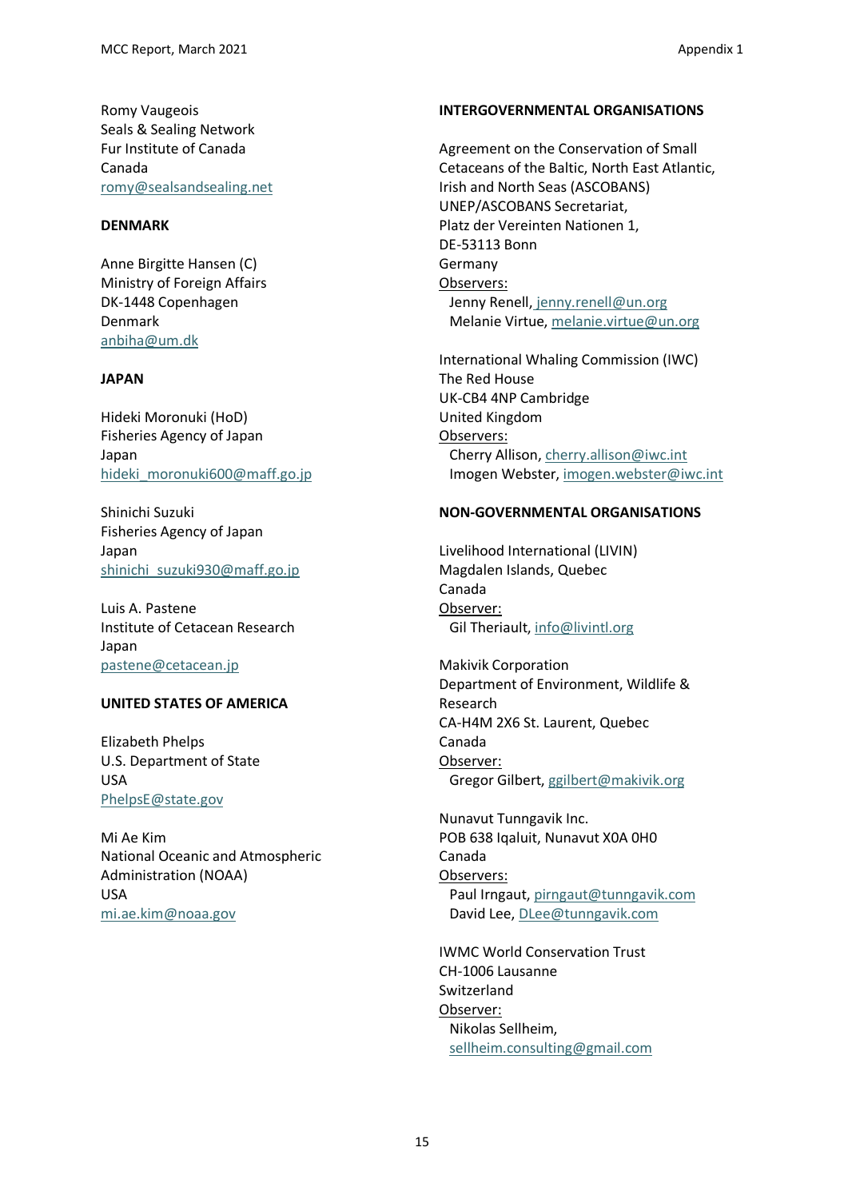Romy Vaugeois
Seals & Sealing Network
Fur Institute of Canada
Canada
romy@sealsandsealing.net

**DENMARK**

Anne Birgitte Hansen (C)
Ministry of Foreign Affairs
DK-1448 Copenhagen
Denmark
anbiha@um.dk

**JAPAN**

Hideki Moronuki (HoD)
Fisheries Agency of Japan
Japan
hideki_moronuki600@maff.go.jp

Shinichi Suzuki
Fisheries Agency of Japan
Japan
shinichi_suzuki930@maff.go.jp

Luis A. Pastene
Institute of Cetacean Research
Japan
pastene@cetacean.jp

**UNITED STATES OF AMERICA**

Elizabeth Phelps
U.S. Department of State
USA
PhelpsE@state.gov

Mi Ae Kim
National Oceanic and Atmospheric Administration (NOAA)
USA
mi.ae.kim@noaa.gov

**INTERGOVERNMENTAL ORGANISATIONS**

Agreement on the Conservation of Small Cetaceans of the Baltic, North East Atlantic, Irish and North Seas (ASCOBANS)
UNEP/ASCOBANS Secretariat,
Platz der Vereinten Nationen 1,
DE-53113 Bonn
Germany
Observers:
Jenny Renell, jenny.renell@un.org
Melanie Virtue, melanie.virtue@un.org

International Whaling Commission (IWC)
The Red House
UK-CB4 4NP Cambridge
United Kingdom
Observers:
Cherry Allison, cherry.allison@iwc.int
Imogen Webster, imogen.webster@iwc.int

**NON-GOVERNMENTAL ORGANISATIONS**

Livelihood International (LIVIN)
Magdalen Islands, Quebec
Canada
Observer:
Gil Theriault, info@livintl.org

Makivik Corporation
Department of Environment, Wildlife & Research
CA-H4M 2X6 St. Laurent, Quebec
Canada
Observer:
Gregor Gilbert, ggilbert@makivik.org

Nunavut Tunngavik Inc.
POB 638 Iqaluit, Nunavut X0A 0H0
Canada
Observers:
Paul Irngaut, pirngaut@tunngavik.com
David Lee, DLee@tunngavik.com

IWMC World Conservation Trust
CH-1006 Lausanne
Switzerland
Observer:
Nikolas Sellheim,
sellheim.consulting@gmail.com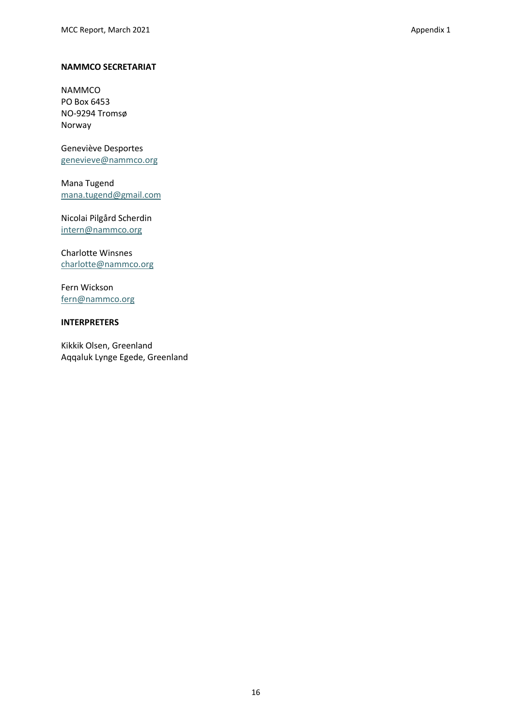**NAMMCO SECRETARIAT**

NAMMCO
PO Box 6453
NO-9294 Tromsø
Norway

Geneviève Desportes
genevieve@nammco.org

Mana Tugend
mana.tugend@gmail.com

Nicolai Pilgård Scherdin
intern@nammco.org

Charlotte Winsnes
charlotte@nammco.org

Fern Wickson
fern@nammco.org

**INTERPRETERS**

Kikkik Olsen, Greenland
Aqqaluk Lynge Egede, Greenland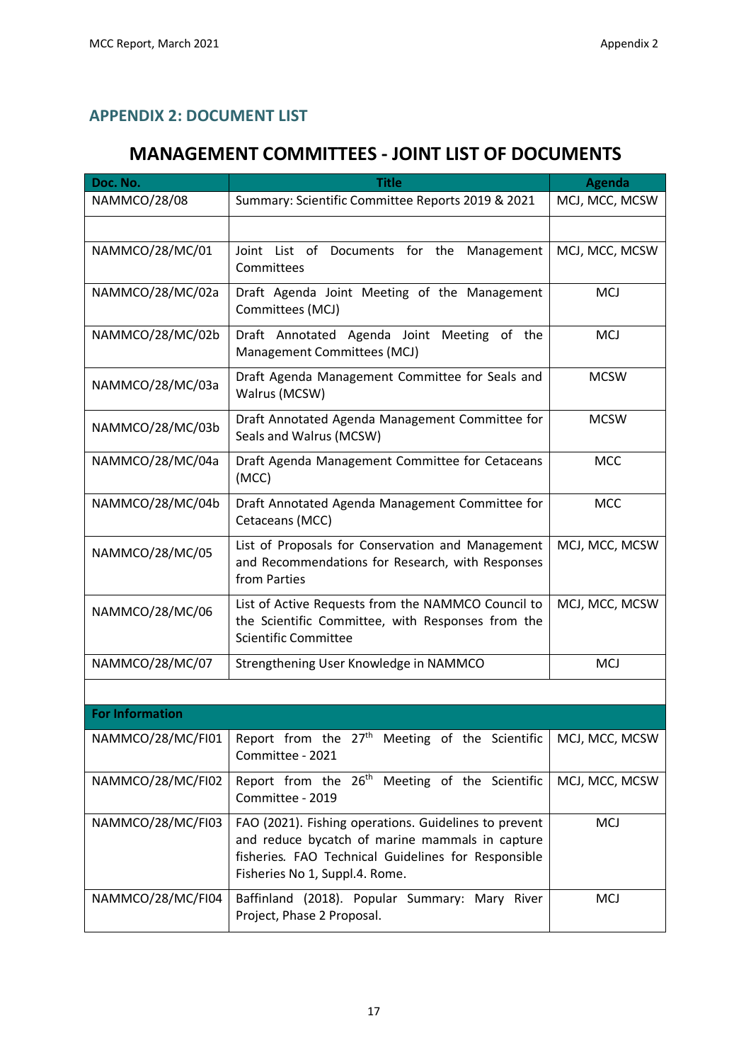## APPENDIX 2: DOCUMENT LIST

# MANAGEMENT COMMITTEES - JOINT LIST OF DOCUMENTS

| Doc. No. | Title | Agenda |
|---|---|---|
| NAMMCO/28/08 | Summary: Scientific Committee Reports 2019 & 2021 | MCJ, MCC, MCSW |
| | | |
| NAMMCO/28/MC/01 | Joint List of Documents for the Management Committees | MCJ, MCC, MCSW |
| NAMMCO/28/MC/02a | Draft Agenda Joint Meeting of the Management Committees (MCJ) | MCJ |
| NAMMCO/28/MC/02b | Draft Annotated Agenda Joint Meeting of the Management Committees (MCJ) | MCJ |
| NAMMCO/28/MC/03a | Draft Agenda Management Committee for Seals and Walrus (MCSW) | MCSW |
| NAMMCO/28/MC/03b | Draft Annotated Agenda Management Committee for Seals and Walrus (MCSW) | MCSW |
| NAMMCO/28/MC/04a | Draft Agenda Management Committee for Cetaceans (MCC) | MCC |
| NAMMCO/28/MC/04b | Draft Annotated Agenda Management Committee for Cetaceans (MCC) | MCC |
| NAMMCO/28/MC/05 | List of Proposals for Conservation and Management and Recommendations for Research, with Responses from Parties | MCJ, MCC, MCSW |
| NAMMCO/28/MC/06 | List of Active Requests from the NAMMCO Council to the Scientific Committee, with Responses from the Scientific Committee | MCJ, MCC, MCSW |
| NAMMCO/28/MC/07 | Strengthening User Knowledge in NAMMCO | MCJ |
| | | |
| **For Information** | | |
| NAMMCO/28/MC/FI01 | Report from the 27th Meeting of the Scientific Committee - 2021 | MCJ, MCC, MCSW |
| NAMMCO/28/MC/FI02 | Report from the 26th Meeting of the Scientific Committee - 2019 | MCJ, MCC, MCSW |
| NAMMCO/28/MC/FI03 | FAO (2021). Fishing operations. Guidelines to prevent and reduce bycatch of marine mammals in capture fisheries. *FAO Technical Guidelines for Responsible Fisheries No 1, Suppl.4. Rome.* | MCJ |
| NAMMCO/28/MC/FI04 | Baffinland (2018). Popular Summary: Mary River Project, Phase 2 Proposal. | MCJ |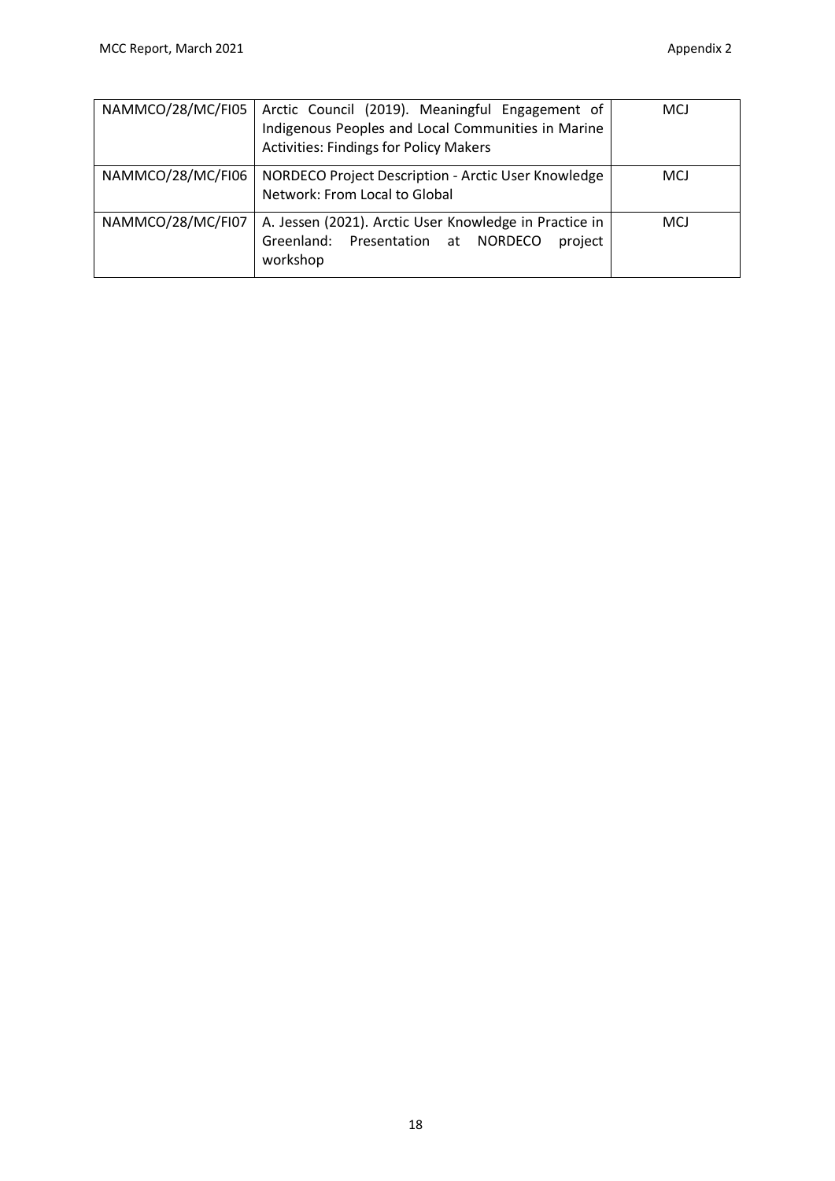| | | |
|---|---|---|
| NAMMCO/28/MC/FI05 | Arctic Council (2019). Meaningful Engagement of Indigenous Peoples and Local Communities in Marine Activities: Findings for Policy Makers | MCJ |
| NAMMCO/28/MC/FI06 | NORDECO Project Description - Arctic User Knowledge Network: From Local to Global | MCJ |
| NAMMCO/28/MC/FI07 | A. Jessen (2021). Arctic User Knowledge in Practice in Greenland: Presentation at NORDECO project workshop | MCJ |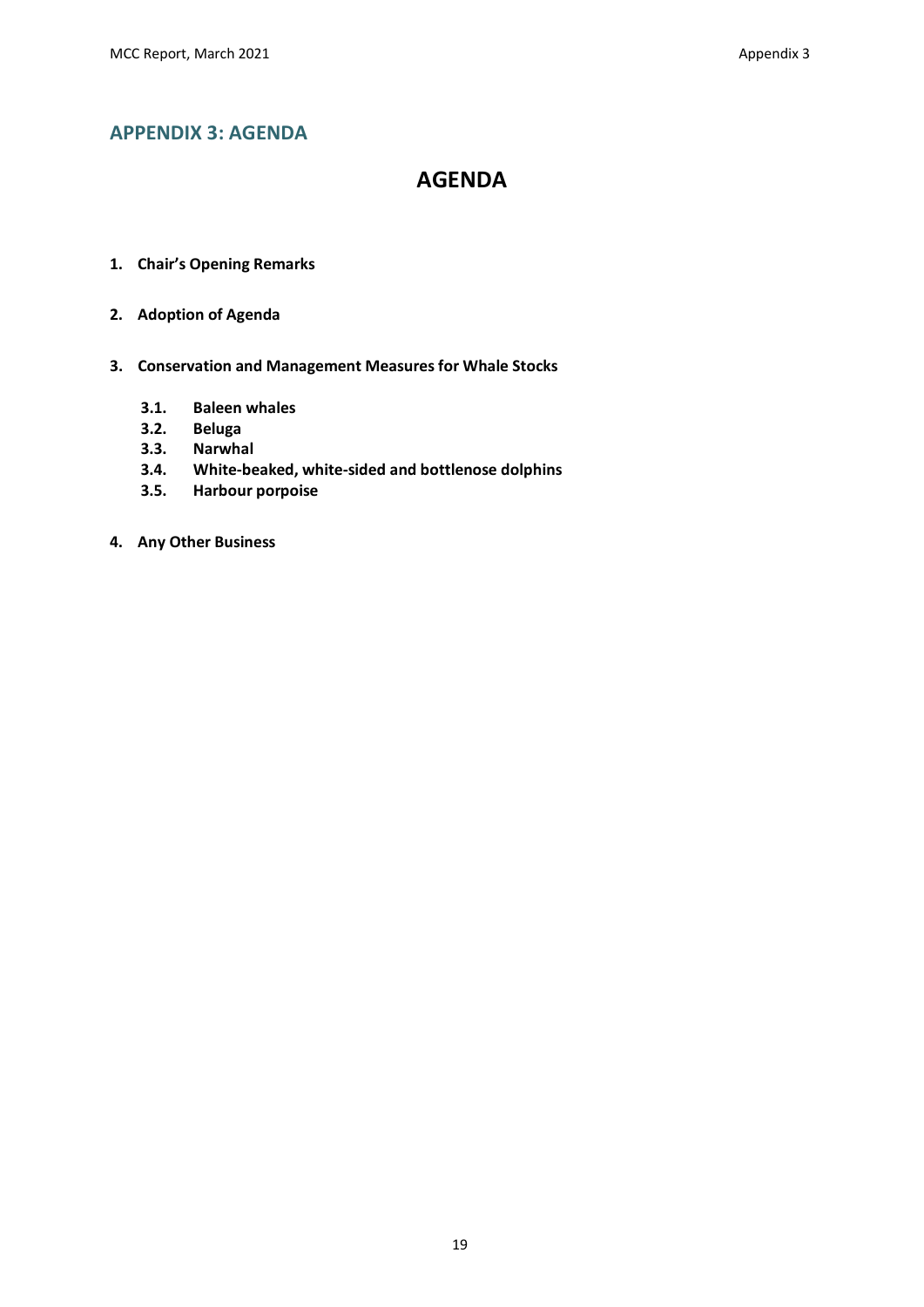## APPENDIX 3: AGENDA

# AGENDA

1. **Chair's Opening Remarks**

2. **Adoption of Agenda**

3. **Conservation and Management Measures for Whale Stocks**

    **3.1. Baleen whales**
    **3.2. Beluga**
    **3.3. Narwhal**
    **3.4. White-beaked, white-sided and bottlenose dolphins**
    **3.5. Harbour porpoise**

4. **Any Other Business**